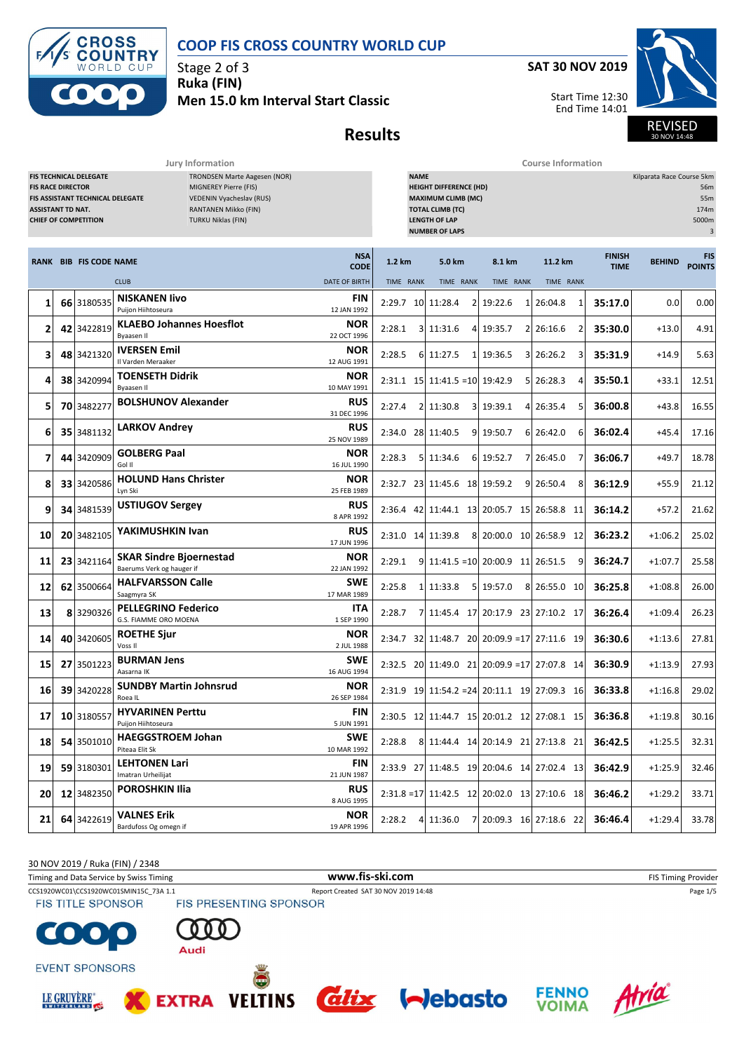# COOP FIS CROSS COUNTRY WORLD CUP

Stage 2 of 3
**Ruka (FIN)**
**Men 15.0 km Interval Start Classic**

**SAT 30 NOV 2019**

Start Time 12:30
End Time 14:01

REVISED
30 NOV 14:48

## Results

| Jury Information | |
|---|---|
| FIS TECHNICAL DELEGATE | TRONDSEN Marte Aagesen (NOR) |
| FIS RACE DIRECTOR | MIGNEREY Pierre (FIS) |
| FIS ASSISTANT TECHNICAL DELEGATE | VEDENIN Vyacheslav (RUS) |
| ASSISTANT TD NAT. | RANTANEN Mikko (FIN) |
| CHIEF OF COMPETITION | TURKU Niklas (FIN) |

| Course Information | |
|---|---|
| NAME | Kilparata Race Course 5km |
| HEIGHT DIFFERENCE (HD) | 56m |
| MAXIMUM CLIMB (MC) | 55m |
| TOTAL CLIMB (TC) | 174m |
| LENGTH OF LAP | 5000m |
| NUMBER OF LAPS | 3 |

| RANK | BIB | FIS CODE | NAME / CLUB | NSA CODE / DATE OF BIRTH | 1.2 km TIME | RANK | 5.0 km TIME | RANK | 8.1 km TIME | RANK | 11.2 km TIME | RANK | FINISH TIME | BEHIND | FIS POINTS |
|---|---|---|---|---|---|---|---|---|---|---|---|---|---|---|---|
| 1 | 66 | 3180535 | **NISKANEN Iivo** Puijon Hiihtoseura | **FIN** 12 JAN 1992 | 2:29.7 | 10 | 11:28.4 | 2 | 19:22.6 | 1 | 26:04.8 | 1 | **35:17.0** | 0.0 | 0.00 |
| 2 | 42 | 3422819 | **KLAEBO Johannes Hoesflot** Byaasen Il | **NOR** 22 OCT 1996 | 2:28.1 | 3 | 11:31.6 | 4 | 19:35.7 | 2 | 26:16.6 | 2 | **35:30.0** | +13.0 | 4.91 |
| 3 | 48 | 3421320 | **IVERSEN Emil** Il Varden Meraaker | **NOR** 12 AUG 1991 | 2:28.5 | 6 | 11:27.5 | 1 | 19:36.5 | 3 | 26:26.2 | 3 | **35:31.9** | +14.9 | 5.63 |
| 4 | 38 | 3420994 | **TOENSETH Didrik** Byaasen Il | **NOR** 10 MAY 1991 | 2:31.1 | 15 | 11:41.5 | =10 | 19:42.9 | 5 | 26:28.3 | 4 | **35:50.1** | +33.1 | 12.51 |
| 5 | 70 | 3482277 | **BOLSHUNOV Alexander** | **RUS** 31 DEC 1996 | 2:27.4 | 2 | 11:30.8 | 3 | 19:39.1 | 4 | 26:35.4 | 5 | **36:00.8** | +43.8 | 16.55 |
| 6 | 35 | 3481132 | **LARKOV Andrey** | **RUS** 25 NOV 1989 | 2:34.0 | 28 | 11:40.5 | 9 | 19:50.7 | 6 | 26:42.0 | 6 | **36:02.4** | +45.4 | 17.16 |
| 7 | 44 | 3420909 | **GOLBERG Paal** Gol Il | **NOR** 16 JUL 1990 | 2:28.3 | 5 | 11:34.6 | 6 | 19:52.7 | 7 | 26:45.0 | 7 | **36:06.7** | +49.7 | 18.78 |
| 8 | 33 | 3420586 | **HOLUND Hans Christer** Lyn Ski | **NOR** 25 FEB 1989 | 2:32.7 | 23 | 11:45.6 | 18 | 19:59.2 | 9 | 26:50.4 | 8 | **36:12.9** | +55.9 | 21.12 |
| 9 | 34 | 3481539 | **USTIUGOV Sergey** | **RUS** 8 APR 1992 | 2:36.4 | 42 | 11:44.1 | 13 | 20:05.7 | 15 | 26:58.8 | 11 | **36:14.2** | +57.2 | 21.62 |
| 10 | 20 | 3482105 | **YAKIMUSHKIN Ivan** | **RUS** 17 JUN 1996 | 2:31.0 | 14 | 11:39.8 | 8 | 20:00.0 | 10 | 26:58.9 | 12 | **36:23.2** | +1:06.2 | 25.02 |
| 11 | 23 | 3421164 | **SKAR Sindre Bjoernestad** Baerums Verk og hauger if | **NOR** 22 JAN 1992 | 2:29.1 | 9 | 11:41.5 | =10 | 20:00.9 | 11 | 26:51.5 | 9 | **36:24.7** | +1:07.7 | 25.58 |
| 12 | 62 | 3500664 | **HALFVARSSON Calle** Saagmyra SK | **SWE** 17 MAR 1989 | 2:25.8 | 1 | 11:33.8 | 5 | 19:57.0 | 8 | 26:55.0 | 10 | **36:25.8** | +1:08.8 | 26.00 |
| 13 | 8 | 3290326 | **PELLEGRINO Federico** G.S. FIAMME ORO MOENA | **ITA** 1 SEP 1990 | 2:28.7 | 7 | 11:45.4 | 17 | 20:17.9 | 23 | 27:10.2 | 17 | **36:26.4** | +1:09.4 | 26.23 |
| 14 | 40 | 3420605 | **ROETHE Sjur** Voss Il | **NOR** 2 JUL 1988 | 2:34.7 | 32 | 11:48.7 | 20 | 20:09.9 | =17 | 27:11.6 | 19 | **36:30.6** | +1:13.6 | 27.81 |
| 15 | 27 | 3501223 | **BURMAN Jens** Aasarna IK | **SWE** 16 AUG 1994 | 2:32.5 | 20 | 11:49.0 | 21 | 20:09.9 | =17 | 27:07.8 | 14 | **36:30.9** | +1:13.9 | 27.93 |
| 16 | 39 | 3420228 | **SUNDBY Martin Johnsrud** Roea IL | **NOR** 26 SEP 1984 | 2:31.9 | 19 | 11:54.2 | =24 | 20:11.1 | 19 | 27:09.3 | 16 | **36:33.8** | +1:16.8 | 29.02 |
| 17 | 10 | 3180557 | **HYVARINEN Perttu** Puijon Hiihtoseura | **FIN** 5 JUN 1991 | 2:30.5 | 12 | 11:44.7 | 15 | 20:01.2 | 12 | 27:08.1 | 15 | **36:36.8** | +1:19.8 | 30.16 |
| 18 | 54 | 3501010 | **HAEGGSTROEM Johan** Piteaa Elit Sk | **SWE** 10 MAR 1992 | 2:28.8 | 8 | 11:44.4 | 14 | 20:14.9 | 21 | 27:13.8 | 21 | **36:42.5** | +1:25.5 | 32.31 |
| 19 | 59 | 3180301 | **LEHTONEN Lari** Imatran Urheilijat | **FIN** 21 JUN 1987 | 2:33.9 | 27 | 11:48.5 | 19 | 20:04.6 | 14 | 27:02.4 | 13 | **36:42.9** | +1:25.9 | 32.46 |
| 20 | 12 | 3482350 | **POROSHKIN Ilia** | **RUS** 8 AUG 1995 | 2:31.8 | =17 | 11:42.5 | 12 | 20:02.0 | 13 | 27:10.6 | 18 | **36:46.2** | +1:29.2 | 33.71 |
| 21 | 64 | 3422619 | **VALNES Erik** Bardufoss Og omegn if | **NOR** 19 APR 1996 | 2:28.2 | 4 | 11:36.0 | 7 | 20:09.3 | 16 | 27:18.6 | 22 | **36:46.4** | +1:29.4 | 33.78 |

30 NOV 2019 / Ruka (FIN) / 2348

Timing and Data Service by Swiss Timing | **www.fis-ski.com** | FIS Timing Provider

CCS1920WC01\CCS1920WC01SMIN15C_73A 1.1 | Report Created SAT 30 NOV 2019 14:48

FIS TITLE SPONSOR | FIS PRESENTING SPONSOR

EVENT SPONSORS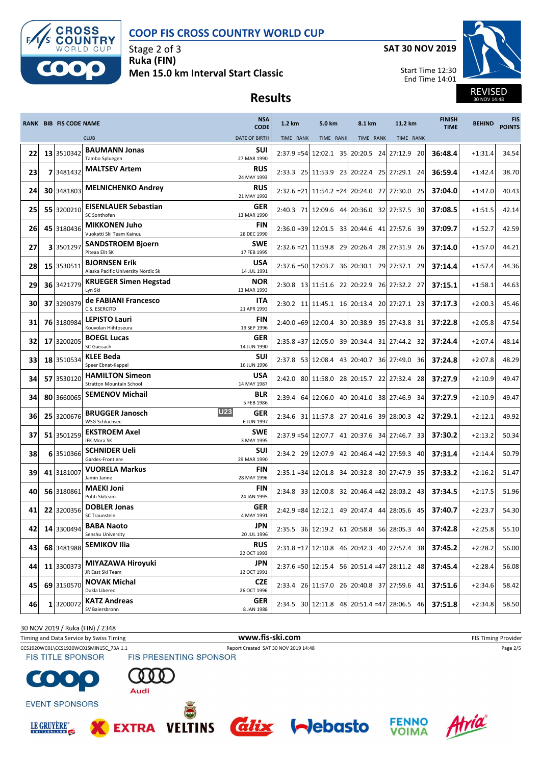# COOP FIS CROSS COUNTRY WORLD CUP

Stage 2 of 3
**Ruka (FIN)**
**Men 15.0 km Interval Start Classic**

**SAT 30 NOV 2019**

Start Time 12:30
End Time 14:01

## Results

REVISED
30 NOV 14:48

| RANK | BIB | FIS CODE | NAME / CLUB | NSA CODE / DATE OF BIRTH | 1.2 km TIME RANK | 5.0 km TIME RANK | 8.1 km TIME RANK | 11.2 km TIME RANK | FINISH TIME | BEHIND | FIS POINTS |
|---|---|---|---|---|---|---|---|---|---|---|---|
| 22 | 13 | 3510342 | **BAUMANN Jonas** Tambo Spluegen | SUI 27 MAR 1990 | 2:37.9 =54 | 12:02.1 35 | 20:20.5 24 | 27:12.9 20 | **36:48.4** | +1:31.4 | 34.54 |
| 23 | 7 | 3481432 | **MALTSEV Artem** | RUS 24 MAY 1993 | 2:33.3 25 | 11:53.9 23 | 20:22.4 25 | 27:29.1 24 | **36:59.4** | +1:42.4 | 38.70 |
| 24 | 30 | 3481803 | **MELNICHENKO Andrey** | RUS 21 MAY 1992 | 2:32.6 =21 | 11:54.2 =24 | 20:24.0 27 | 27:30.0 25 | **37:04.0** | +1:47.0 | 40.43 |
| 25 | 55 | 3200210 | **EISENLAUER Sebastian** SC Sonthofen | GER 13 MAR 1990 | 2:40.3 71 | 12:09.6 44 | 20:36.0 32 | 27:37.5 30 | **37:08.5** | +1:51.5 | 42.14 |
| 26 | 45 | 3180436 | **MIKKONEN Juho** Vuokatti Ski Team Kainuu | FIN 28 DEC 1990 | 2:36.0 =39 | 12:01.5 33 | 20:44.6 41 | 27:57.6 39 | **37:09.7** | +1:52.7 | 42.59 |
| 27 | 3 | 3501297 | **SANDSTROEM Bjoern** Piteaa Elit SK | SWE 17 FEB 1995 | 2:32.6 =21 | 11:59.8 29 | 20:26.4 28 | 27:31.9 26 | **37:14.0** | +1:57.0 | 44.21 |
| 28 | 15 | 3530511 | **BJORNSEN Erik** Alaska Pacific University Nordic Sk | USA 14 JUL 1991 | 2:37.6 =50 | 12:03.7 36 | 20:30.1 29 | 27:37.1 29 | **37:14.4** | +1:57.4 | 44.36 |
| 29 | 36 | 3421779 | **KRUEGER Simen Hegstad** Lyn Ski | NOR 13 MAR 1993 | 2:30.8 13 | 11:51.6 22 | 20:22.9 26 | 27:32.2 27 | **37:15.1** | +1:58.1 | 44.63 |
| 30 | 37 | 3290379 | **de FABIANI Francesco** C.S. ESERCITO | ITA 21 APR 1993 | 2:30.2 11 | 11:45.1 16 | 20:13.4 20 | 27:27.1 23 | **37:17.3** | +2:00.3 | 45.46 |
| 31 | 76 | 3180984 | **LEPISTO Lauri** Kouvolan Hiihtoseura | FIN 19 SEP 1996 | 2:40.0 =69 | 12:00.4 30 | 20:38.9 35 | 27:43.8 31 | **37:22.8** | +2:05.8 | 47.54 |
| 32 | 17 | 3200205 | **BOEGL Lucas** SC Gaissach | GER 14 JUN 1990 | 2:35.8 =37 | 12:05.0 39 | 20:34.4 31 | 27:44.2 32 | **37:24.4** | +2:07.4 | 48.14 |
| 33 | 18 | 3510534 | **KLEE Beda** Speer Ebnat-Kappel | SUI 16 JUN 1996 | 2:37.8 53 | 12:08.4 43 | 20:40.7 36 | 27:49.0 36 | **37:24.8** | +2:07.8 | 48.29 |
| 34 | 57 | 3530120 | **HAMILTON Simeon** Stratton Mountain School | USA 14 MAY 1987 | 2:42.0 80 | 11:58.0 28 | 20:15.7 22 | 27:32.4 28 | **37:27.9** | +2:10.9 | 49.47 |
| 34 | 80 | 3660065 | **SEMENOV Michail** | BLR 5 FEB 1986 | 2:39.4 64 | 12:06.0 40 | 20:41.0 38 | 27:46.9 34 | **37:27.9** | +2:10.9 | 49.47 |
| 36 | 25 | 3200676 | **BRUGGER Janosch** U23 WSG Schluchsee | GER 6 JUN 1997 | 2:34.6 31 | 11:57.8 27 | 20:41.6 39 | 28:00.3 42 | **37:29.1** | +2:12.1 | 49.92 |
| 37 | 51 | 3501259 | **EKSTROEM Axel** IFK Mora SK | SWE 3 MAY 1995 | 2:37.9 =54 | 12:07.7 41 | 20:37.6 34 | 27:46.7 33 | **37:30.2** | +2:13.2 | 50.34 |
| 38 | 6 | 3510366 | **SCHNIDER Ueli** Gardes-Frontiere | SUI 29 MAR 1990 | 2:34.2 29 | 12:07.9 42 | 20:46.4 =42 | 27:59.3 40 | **37:31.4** | +2:14.4 | 50.79 |
| 39 | 41 | 3181007 | **VUORELA Markus** Jamin Janne | FIN 28 MAY 1996 | 2:35.1 =34 | 12:01.8 34 | 20:32.8 30 | 27:47.9 35 | **37:33.2** | +2:16.2 | 51.47 |
| 40 | 56 | 3180861 | **MAEKI Joni** Pohti Skiteam | FIN 24 JAN 1995 | 2:34.8 33 | 12:00.8 32 | 20:46.4 =42 | 28:03.2 43 | **37:34.5** | +2:17.5 | 51.96 |
| 41 | 22 | 3200356 | **DOBLER Jonas** SC Traunstein | GER 4 MAY 1991 | 2:42.9 =84 | 12:12.1 49 | 20:47.4 44 | 28:05.6 45 | **37:40.7** | +2:23.7 | 54.30 |
| 42 | 14 | 3300494 | **BABA Naoto** Senshu University | JPN 20 JUL 1996 | 2:35.5 36 | 12:19.2 61 | 20:58.8 56 | 28:05.3 44 | **37:42.8** | +2:25.8 | 55.10 |
| 43 | 68 | 3481988 | **SEMIKOV Ilia** | RUS 22 OCT 1993 | 2:31.8 =17 | 12:10.8 46 | 20:42.3 40 | 27:57.4 38 | **37:45.2** | +2:28.2 | 56.00 |
| 44 | 11 | 3300373 | **MIYAZAWA Hiroyuki** JR East Ski Team | JPN 12 OCT 1991 | 2:37.6 =50 | 12:15.4 56 | 20:51.4 =47 | 28:11.2 48 | **37:45.4** | +2:28.4 | 56.08 |
| 45 | 69 | 3150570 | **NOVAK Michal** Dukla Liberec | CZE 26 OCT 1996 | 2:33.4 26 | 11:57.0 26 | 20:40.8 37 | 27:59.6 41 | **37:51.6** | +2:34.6 | 58.42 |
| 46 | 1 | 3200072 | **KATZ Andreas** SV Baiersbronn | GER 8 JAN 1988 | 2:34.5 30 | 12:11.8 48 | 20:51.4 =47 | 28:06.5 46 | **37:51.8** | +2:34.8 | 58.50 |

30 NOV 2019 / Ruka (FIN) / 2348

Timing and Data Service by Swiss Timing — www.fis-ski.com — FIS Timing Provider

CCS1920WC01\CCS1920WC01SMIN15C_73A 1.1 — Report Created SAT 30 NOV 2019 14:48

FIS TITLE SPONSOR — FIS PRESENTING SPONSOR

EVENT SPONSORS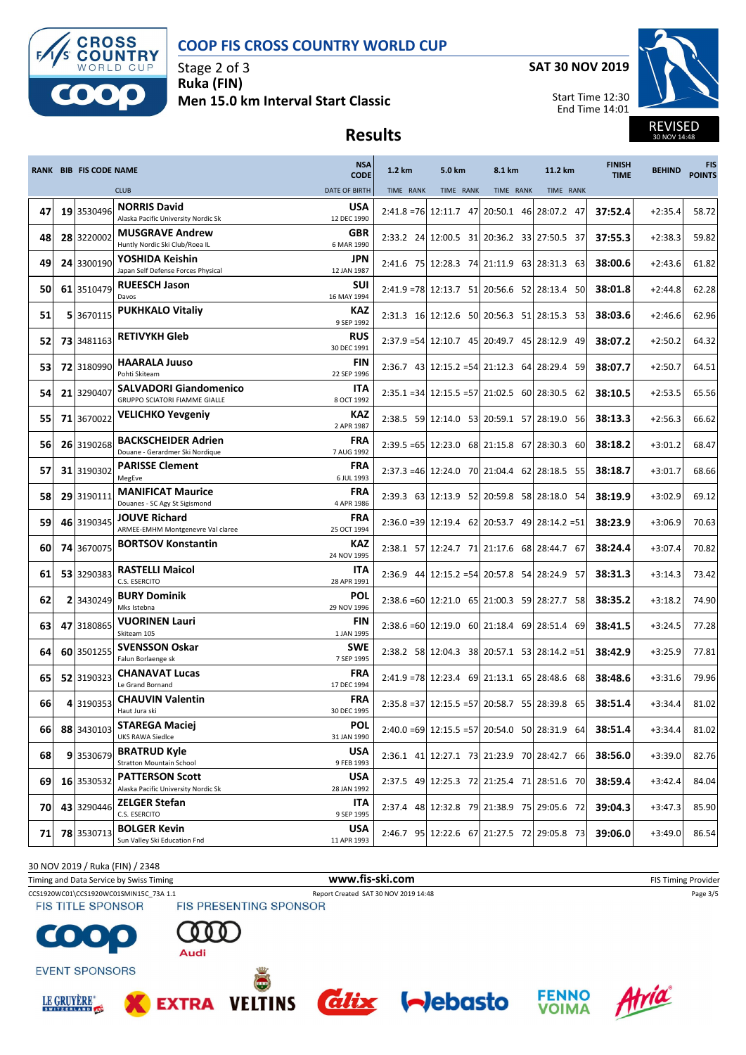# COOP FIS CROSS COUNTRY WORLD CUP

Stage 2 of 3
**Ruka (FIN)**
**Men 15.0 km Interval Start Classic**

**SAT 30 NOV 2019**

Start Time 12:30
End Time 14:01

REVISED
30 NOV 14:48

## Results

| RANK | BIB | FIS CODE | NAME / CLUB | NSA CODE / DATE OF BIRTH | 1.2 km TIME | RANK | 5.0 km TIME | RANK | 8.1 km TIME | RANK | 11.2 km TIME | RANK | FINISH TIME | BEHIND | FIS POINTS |
|---|---|---|---|---|---|---|---|---|---|---|---|---|---|---|---|
| 47 | 19 | 3530496 | **NORRIS David** Alaska Pacific University Nordic Sk | **USA** 12 DEC 1990 | 2:41.8 | =76 | 12:11.7 | 47 | 20:50.1 | 46 | 28:07.2 | 47 | **37:52.4** | +2:35.4 | 58.72 |
| 48 | 28 | 3220002 | **MUSGRAVE Andrew** Huntly Nordic Ski Club/Roea IL | **GBR** 6 MAR 1990 | 2:33.2 | 24 | 12:00.5 | 31 | 20:36.2 | 33 | 27:50.5 | 37 | **37:55.3** | +2:38.3 | 59.82 |
| 49 | 24 | 3300190 | **YOSHIDA Keishin** Japan Self Defense Forces Physical | **JPN** 12 JAN 1987 | 2:41.6 | 75 | 12:28.3 | 74 | 21:11.9 | 63 | 28:31.3 | 63 | **38:00.6** | +2:43.6 | 61.82 |
| 50 | 61 | 3510479 | **RUEESCH Jason** Davos | **SUI** 16 MAY 1994 | 2:41.9 | =78 | 12:13.7 | 51 | 20:56.6 | 52 | 28:13.4 | 50 | **38:01.8** | +2:44.8 | 62.28 |
| 51 | 5 | 3670115 | **PUKHKALO Vitaliy** | **KAZ** 9 SEP 1992 | 2:31.3 | 16 | 12:12.6 | 50 | 20:56.3 | 51 | 28:15.3 | 53 | **38:03.6** | +2:46.6 | 62.96 |
| 52 | 73 | 3481163 | **RETIVYKH Gleb** | **RUS** 30 DEC 1991 | 2:37.9 | =54 | 12:10.7 | 45 | 20:49.7 | 45 | 28:12.9 | 49 | **38:07.2** | +2:50.2 | 64.32 |
| 53 | 72 | 3180990 | **HAARALA Juuso** Pohti Skiteam | **FIN** 22 SEP 1996 | 2:36.7 | 43 | 12:15.2 | =54 | 21:12.3 | 64 | 28:29.4 | 59 | **38:07.7** | +2:50.7 | 64.51 |
| 54 | 21 | 3290407 | **SALVADORI Giandomenico** GRUPPO SCIATORI FIAMME GIALLE | **ITA** 8 OCT 1992 | 2:35.1 | =34 | 12:15.5 | =57 | 21:02.5 | 60 | 28:30.5 | 62 | **38:10.5** | +2:53.5 | 65.56 |
| 55 | 71 | 3670022 | **VELICHKO Yevgeniy** | **KAZ** 2 APR 1987 | 2:38.5 | 59 | 12:14.0 | 53 | 20:59.1 | 57 | 28:19.0 | 56 | **38:13.3** | +2:56.3 | 66.62 |
| 56 | 26 | 3190268 | **BACKSCHEIDER Adrien** Douane - Gerardmer Ski Nordique | **FRA** 7 AUG 1992 | 2:39.5 | =65 | 12:23.0 | 68 | 21:15.8 | 67 | 28:30.3 | 60 | **38:18.2** | +3:01.2 | 68.47 |
| 57 | 31 | 3190302 | **PARISSE Clement** MegEve | **FRA** 6 JUL 1993 | 2:37.3 | =46 | 12:24.0 | 70 | 21:04.4 | 62 | 28:18.5 | 55 | **38:18.7** | +3:01.7 | 68.66 |
| 58 | 29 | 3190111 | **MANIFICAT Maurice** Douanes - SC Agy St Sigismond | **FRA** 4 APR 1986 | 2:39.3 | 63 | 12:13.9 | 52 | 20:59.8 | 58 | 28:18.0 | 54 | **38:19.9** | +3:02.9 | 69.12 |
| 59 | 46 | 3190345 | **JOUVE Richard** ARMEE-EMHM Montgenevre Val claree | **FRA** 25 OCT 1994 | 2:36.0 | =39 | 12:19.4 | 62 | 20:53.7 | 49 | 28:14.2 | =51 | **38:23.9** | +3:06.9 | 70.63 |
| 60 | 74 | 3670075 | **BORTSOV Konstantin** | **KAZ** 24 NOV 1995 | 2:38.1 | 57 | 12:24.7 | 71 | 21:17.6 | 68 | 28:44.7 | 67 | **38:24.4** | +3:07.4 | 70.82 |
| 61 | 53 | 3290383 | **RASTELLI Maicol** C.S. ESERCITO | **ITA** 28 APR 1991 | 2:36.9 | 44 | 12:15.2 | =54 | 20:57.8 | 54 | 28:24.9 | 57 | **38:31.3** | +3:14.3 | 73.42 |
| 62 | 2 | 3430249 | **BURY Dominik** Mks Istebna | **POL** 29 NOV 1996 | 2:38.6 | =60 | 12:21.0 | 65 | 21:00.3 | 59 | 28:27.7 | 58 | **38:35.2** | +3:18.2 | 74.90 |
| 63 | 47 | 3180865 | **VUORINEN Lauri** Skiteam 105 | **FIN** 1 JAN 1995 | 2:38.6 | =60 | 12:19.0 | 60 | 21:18.4 | 69 | 28:51.4 | 69 | **38:41.5** | +3:24.5 | 77.28 |
| 64 | 60 | 3501255 | **SVENSSON Oskar** Falun Borlaenge sk | **SWE** 7 SEP 1995 | 2:38.2 | 58 | 12:04.3 | 38 | 20:57.1 | 53 | 28:14.2 | =51 | **38:42.9** | +3:25.9 | 77.81 |
| 65 | 52 | 3190323 | **CHANAVAT Lucas** Le Grand Bornand | **FRA** 17 DEC 1994 | 2:41.9 | =78 | 12:23.4 | 69 | 21:13.1 | 65 | 28:48.6 | 68 | **38:48.6** | +3:31.6 | 79.96 |
| 66 | 4 | 3190353 | **CHAUVIN Valentin** Haut Jura ski | **FRA** 30 DEC 1995 | 2:35.8 | =37 | 12:15.5 | =57 | 20:58.7 | 55 | 28:39.8 | 65 | **38:51.4** | +3:34.4 | 81.02 |
| 66 | 88 | 3430103 | **STAREGA Maciej** UKS RAWA Siedlce | **POL** 31 JAN 1990 | 2:40.0 | =69 | 12:15.5 | =57 | 20:54.0 | 50 | 28:31.9 | 64 | **38:51.4** | +3:34.4 | 81.02 |
| 68 | 9 | 3530679 | **BRATRUD Kyle** Stratton Mountain School | **USA** 9 FEB 1993 | 2:36.1 | 41 | 12:27.1 | 73 | 21:23.9 | 70 | 28:42.7 | 66 | **38:56.0** | +3:39.0 | 82.76 |
| 69 | 16 | 3530532 | **PATTERSON Scott** Alaska Pacific University Nordic Sk | **USA** 28 JAN 1992 | 2:37.5 | 49 | 12:25.3 | 72 | 21:25.4 | 71 | 28:51.6 | 70 | **38:59.4** | +3:42.4 | 84.04 |
| 70 | 43 | 3290446 | **ZELGER Stefan** C.S. ESERCITO | **ITA** 9 SEP 1995 | 2:37.4 | 48 | 12:32.8 | 79 | 21:38.9 | 75 | 29:05.6 | 72 | **39:04.3** | +3:47.3 | 85.90 |
| 71 | 78 | 3530713 | **BOLGER Kevin** Sun Valley Ski Education Fnd | **USA** 11 APR 1993 | 2:46.7 | 95 | 12:22.6 | 67 | 21:27.5 | 72 | 29:05.8 | 73 | **39:06.0** | +3:49.0 | 86.54 |

30 NOV 2019 / Ruka (FIN) / 2348

Timing and Data Service by Swiss Timing — www.fis-ski.com — FIS Timing Provider

CCS1920WC01\CCS1920WC01SMIN15C_73A 1.1 — Report Created SAT 30 NOV 2019 14:48

FIS TITLE SPONSOR — FIS PRESENTING SPONSOR

EVENT SPONSORS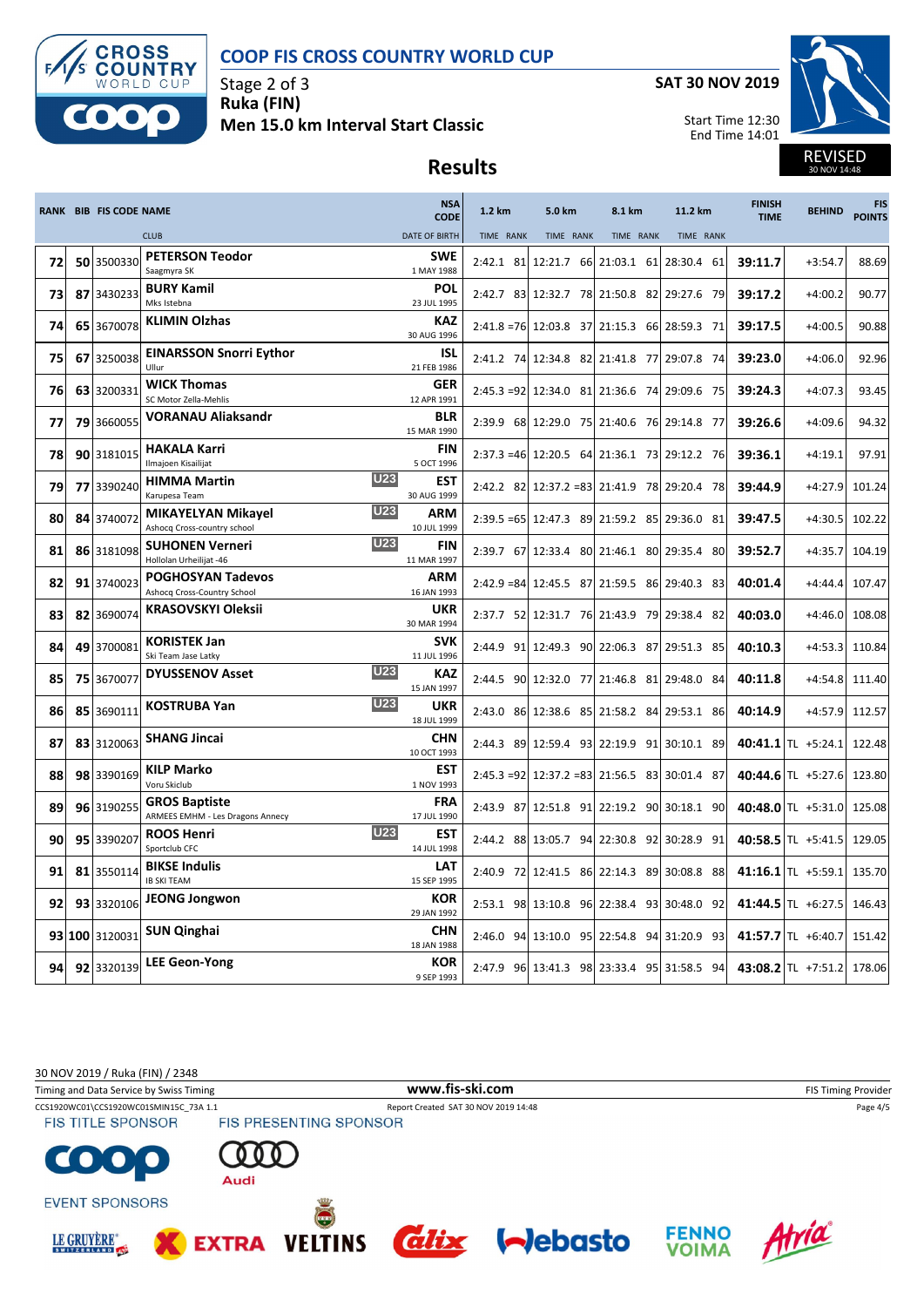# COOP FIS CROSS COUNTRY WORLD CUP

Stage 2 of 3
**Ruka (FIN)**
**Men 15.0 km Interval Start Classic**

**SAT 30 NOV 2019**

Start Time 12:30
End Time 14:01

## Results

REVISED 30 NOV 14:48

| RANK | BIB | FIS CODE | NAME / CLUB | | NSA CODE / DATE OF BIRTH | 1.2 km TIME | RANK | 5.0 km TIME | RANK | 8.1 km TIME | RANK | 11.2 km TIME | RANK | FINISH TIME | | BEHIND | FIS POINTS |
|---|---|---|---|---|---|---|---|---|---|---|---|---|---|---|---|---|---|
| 72 | 50 | 3500330 | **PETERSON Teodor** Saagmyra SK | | SWE 1 MAY 1988 | 2:42.1 | 81 | 12:21.7 | 66 | 21:03.1 | 61 | 28:30.4 | 61 | 39:11.7 | | +3:54.7 | 88.69 |
| 73 | 87 | 3430233 | **BURY Kamil** Mks Istebna | | POL 23 JUL 1995 | 2:42.7 | 83 | 12:32.7 | 78 | 21:50.8 | 82 | 29:27.6 | 79 | 39:17.2 | | +4:00.2 | 90.77 |
| 74 | 65 | 3670078 | **KLIMIN Olzhas** | | KAZ 30 AUG 1996 | 2:41.8 | =76 | 12:03.8 | 37 | 21:15.3 | 66 | 28:59.3 | 71 | 39:17.5 | | +4:00.5 | 90.88 |
| 75 | 67 | 3250038 | **EINARSSON Snorri Eythor** Ullur | | ISL 21 FEB 1986 | 2:41.2 | 74 | 12:34.8 | 82 | 21:41.8 | 77 | 29:07.8 | 74 | 39:23.0 | | +4:06.0 | 92.96 |
| 76 | 63 | 3200331 | **WICK Thomas** SC Motor Zella-Mehlis | | GER 12 APR 1991 | 2:45.3 | =92 | 12:34.0 | 81 | 21:36.6 | 74 | 29:09.6 | 75 | 39:24.3 | | +4:07.3 | 93.45 |
| 77 | 79 | 3660055 | **VORANAU Aliaksandr** | | BLR 15 MAR 1990 | 2:39.9 | 68 | 12:29.0 | 75 | 21:40.6 | 76 | 29:14.8 | 77 | 39:26.6 | | +4:09.6 | 94.32 |
| 78 | 90 | 3181015 | **HAKALA Karri** Ilmajoen Kisailijat | | FIN 5 OCT 1996 | 2:37.3 | =46 | 12:20.5 | 64 | 21:36.1 | 73 | 29:12.2 | 76 | 39:36.1 | | +4:19.1 | 97.91 |
| 79 | 77 | 3390240 | **HIMMA Martin** Karupesa Team | U23 | EST 30 AUG 1999 | 2:42.2 | 82 | 12:37.2 | =83 | 21:41.9 | 78 | 29:20.4 | 78 | 39:44.9 | | +4:27.9 | 101.24 |
| 80 | 84 | 3740072 | **MIKAYELYAN Mikayel** Ashocq Cross-country school | U23 | ARM 10 JUL 1999 | 2:39.5 | =65 | 12:47.3 | 89 | 21:59.2 | 85 | 29:36.0 | 81 | 39:47.5 | | +4:30.5 | 102.22 |
| 81 | 86 | 3181098 | **SUHONEN Verneri** Hollolan Urheilijat -46 | U23 | FIN 11 MAR 1997 | 2:39.7 | 67 | 12:33.4 | 80 | 21:46.1 | 80 | 29:35.4 | 80 | 39:52.7 | | +4:35.7 | 104.19 |
| 82 | 91 | 3740023 | **POGHOSYAN Tadevos** Ashocq Cross-Country School | | ARM 16 JAN 1993 | 2:42.9 | =84 | 12:45.5 | 87 | 21:59.5 | 86 | 29:40.3 | 83 | 40:01.4 | | +4:44.4 | 107.47 |
| 83 | 82 | 3690074 | **KRASOVSKYI Oleksii** | | UKR 30 MAR 1994 | 2:37.7 | 52 | 12:31.7 | 76 | 21:43.9 | 79 | 29:38.4 | 82 | 40:03.0 | | +4:46.0 | 108.08 |
| 84 | 49 | 3700081 | **KORISTEK Jan** Ski Team Jase Latky | | SVK 11 JUL 1996 | 2:44.9 | 91 | 12:49.3 | 90 | 22:06.3 | 87 | 29:51.3 | 85 | 40:10.3 | | +4:53.3 | 110.84 |
| 85 | 75 | 3670077 | **DYUSSENOV Asset** | U23 | KAZ 15 JAN 1997 | 2:44.5 | 90 | 12:32.0 | 77 | 21:46.8 | 81 | 29:48.0 | 84 | 40:11.8 | | +4:54.8 | 111.40 |
| 86 | 85 | 3690111 | **KOSTRUBA Yan** | U23 | UKR 18 JUL 1999 | 2:43.0 | 86 | 12:38.6 | 85 | 21:58.2 | 84 | 29:53.1 | 86 | 40:14.9 | | +4:57.9 | 112.57 |
| 87 | 83 | 3120063 | **SHANG Jincai** | | CHN 10 OCT 1993 | 2:44.3 | 89 | 12:59.4 | 93 | 22:19.9 | 91 | 30:10.1 | 89 | 40:41.1 | TL | +5:24.1 | 122.48 |
| 88 | 98 | 3390169 | **KILP Marko** Voru Skiclub | | EST 1 NOV 1993 | 2:45.3 | =92 | 12:37.2 | =83 | 21:56.5 | 83 | 30:01.4 | 87 | 40:44.6 | TL | +5:27.6 | 123.80 |
| 89 | 96 | 3190255 | **GROS Baptiste** ARMEES EMHM - Les Dragons Annecy | | FRA 17 JUL 1990 | 2:43.9 | 87 | 12:51.8 | 91 | 22:19.2 | 90 | 30:18.1 | 90 | 40:48.0 | TL | +5:31.0 | 125.08 |
| 90 | 95 | 3390207 | **ROOS Henri** Sportclub CFC | U23 | EST 14 JUL 1998 | 2:44.2 | 88 | 13:05.7 | 94 | 22:30.8 | 92 | 30:28.9 | 91 | 40:58.5 | TL | +5:41.5 | 129.05 |
| 91 | 81 | 3550114 | **BIKSE Indulis** IB SKI TEAM | | LAT 15 SEP 1995 | 2:40.9 | 72 | 12:41.5 | 86 | 22:14.3 | 89 | 30:08.8 | 88 | 41:16.1 | TL | +5:59.1 | 135.70 |
| 92 | 93 | 3320106 | **JEONG Jongwon** | | KOR 29 JAN 1992 | 2:53.1 | 98 | 13:10.8 | 96 | 22:38.4 | 93 | 30:48.0 | 92 | 41:44.5 | TL | +6:27.5 | 146.43 |
| 93 | 100 | 3120031 | **SUN Qinghai** | | CHN 18 JAN 1988 | 2:46.0 | 94 | 13:10.0 | 95 | 22:54.8 | 94 | 31:20.9 | 93 | 41:57.7 | TL | +6:40.7 | 151.42 |
| 94 | 92 | 3320139 | **LEE Geon-Yong** | | KOR 9 SEP 1993 | 2:47.9 | 96 | 13:41.3 | 98 | 23:33.4 | 95 | 31:58.5 | 94 | 43:08.2 | TL | +7:51.2 | 178.06 |

30 NOV 2019 / Ruka (FIN) / 2348

Timing and Data Service by Swiss Timing — www.fis-ski.com — FIS Timing Provider

CCS1920WC01\CCS1920WC01SMIN15C_73A 1.1 — Report Created SAT 30 NOV 2019 14:48

FIS TITLE SPONSOR — FIS PRESENTING SPONSOR

EVENT SPONSORS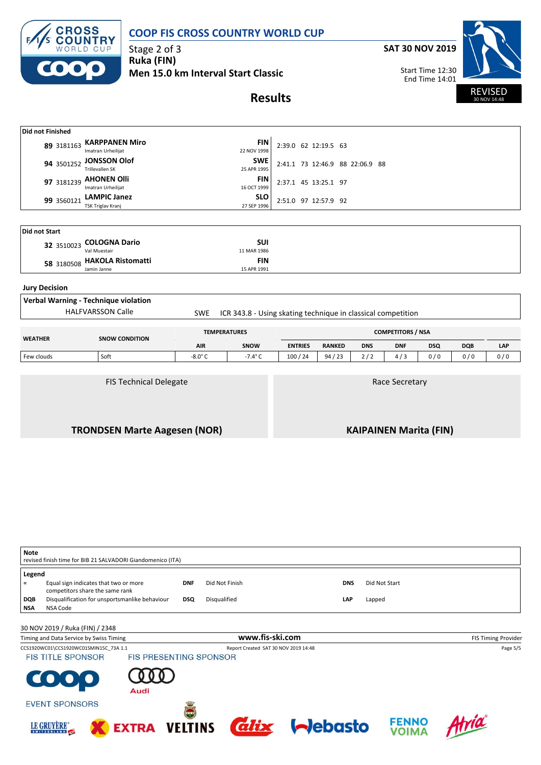# COOP FIS CROSS COUNTRY WORLD CUP

Stage 2 of 3
**Ruka (FIN)**
**Men 15.0 km Interval Start Classic**

**SAT 30 NOV 2019**

Start Time 12:30
End Time 14:01

REVISED
30 NOV 14:48

## Results

### Did not Finished

| | | | | | |
|---|---|---|---|---|---|
| **89** | 3181163 | **KARPPANEN Miro** Imatran Urheilijat | **FIN** 22 NOV 1998 | 2:39.0 62 12:19.5 63 | |
| **94** | 3501252 | **JONSSON Olof** Trillevallen SK | **SWE** 25 APR 1995 | 2:41.1 73 12:46.9 88 22:06.9 88 | |
| **97** | 3181239 | **AHONEN Olli** Imatran Urheilijat | **FIN** 16 OCT 1999 | 2:37.1 45 13:25.1 97 | |
| **99** | 3560121 | **LAMPIC Janez** TSK Triglav Kranj | **SLO** 27 SEP 1996 | 2:51.0 97 12:57.9 92 | |

### Did not Start

| | | | |
|---|---|---|---|
| **32** | 3510023 | **COLOGNA Dario** Val Muestair | **SUI** 11 MAR 1986 |
| **58** | 3180508 | **HAKOLA Ristomatti** Jamin Janne | **FIN** 15 APR 1991 |

### Jury Decision

**Verbal Warning - Technique violation**

| | | |
|---|---|---|
| HALFVARSSON Calle | SWE | ICR 343.8 - Using skating technique in classical competition |

| WEATHER | SNOW CONDITION | TEMPERATURES | | COMPETITORS / NSA | | | | | | |
|---|---|---|---|---|---|---|---|---|---|---|
| | | AIR | SNOW | ENTRIES | RANKED | DNS | DNF | DSQ | DQB | LAP |
| Few clouds | Soft | -8.0° C | -7.4° C | 100 / 24 | 94 / 23 | 2 / 2 | 4 / 3 | 0 / 0 | 0 / 0 | 0 / 0 |

| FIS Technical Delegate | Race Secretary |
|---|---|
| **TRONDSEN Marte Aagesen (NOR)** | **KAIPAINEN Marita (FIN)** |

**Note**
revised finish time for BIB 21 SALVADORI Giandomenico (ITA)

**Legend**

| | | | | | |
|---|---|---|---|---|---|
| = | Equal sign indicates that two or more competitors share the same rank | DNF | Did Not Finish | DNS | Did Not Start |
| DQB | Disqualification for unsportsmanlike behaviour | DSQ | Disqualified | LAP | Lapped |
| NSA | NSA Code | | | | |

30 NOV 2019 / Ruka (FIN) / 2348
Timing and Data Service by Swiss Timing www.fis-ski.com FIS Timing Provider
CCS1920WC01\CCS1920WC01SMIN15C_73A 1.1 Report Created SAT 30 NOV 2019 14:48

FIS TITLE SPONSOR FIS PRESENTING SPONSOR
EVENT SPONSORS